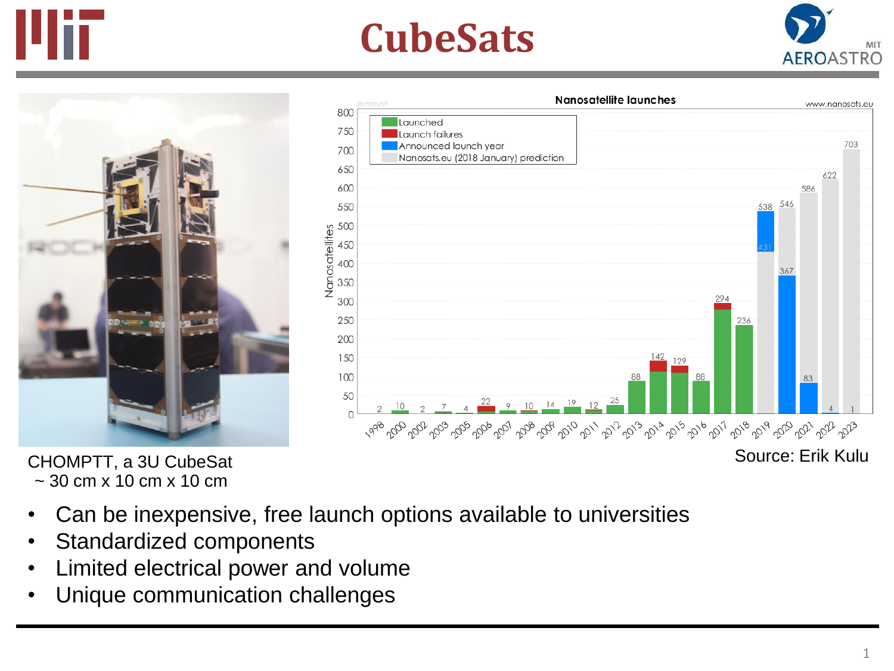# CubeSats

CHOMPTT, a 3U CubeSat
~ 30 cm x 10 cm x 10 cm

Source: Erik Kulu

- Can be inexpensive, free launch options available to universities
- Standardized components
- Limited electrical power and volume
- Unique communication challenges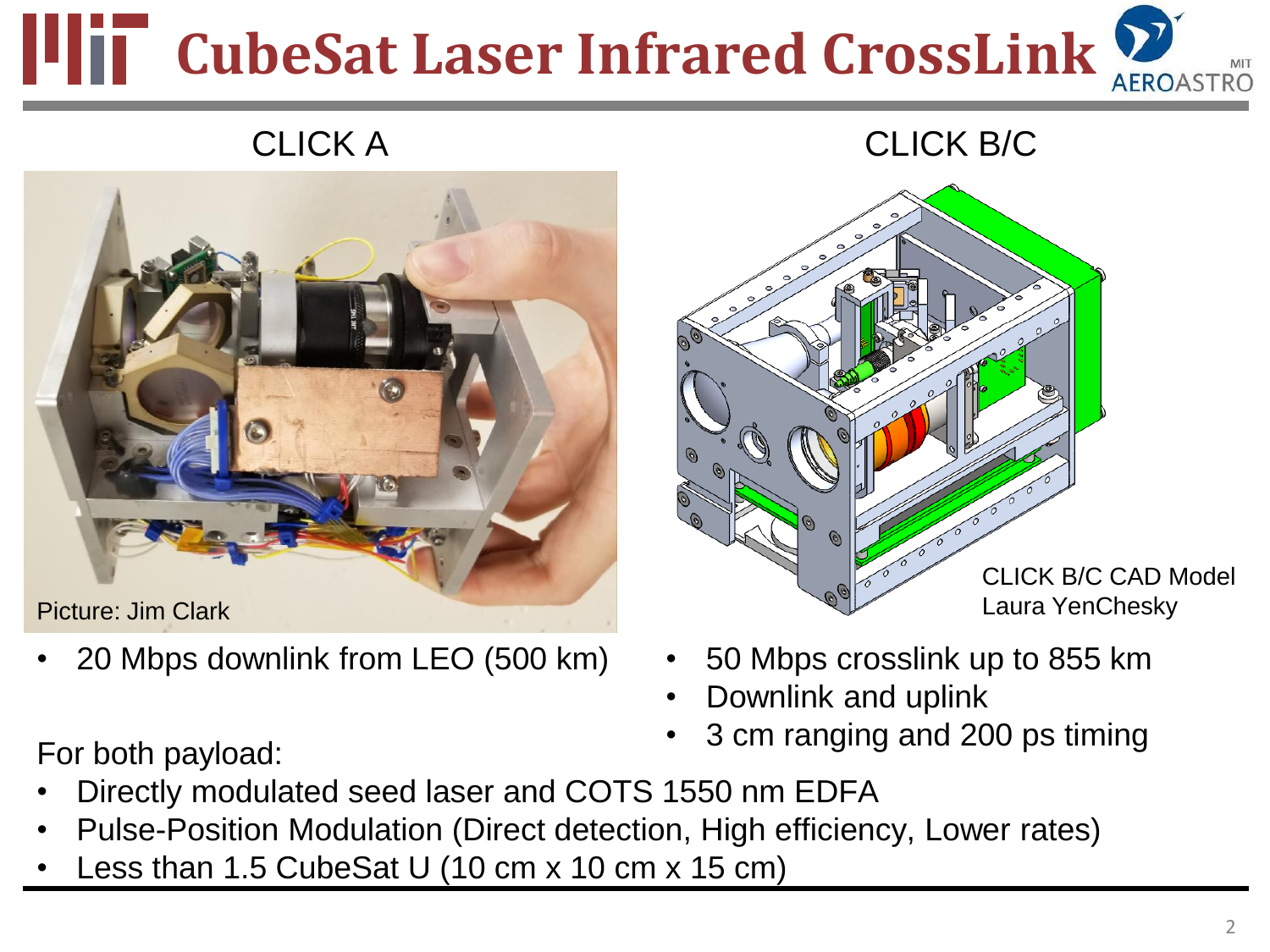# CubeSat Laser Infrared CrossLink

## CLICK A

Picture: Jim Clark

- 20 Mbps downlink from LEO (500 km)

## CLICK B/C

CLICK B/C CAD Model
Laura YenChesky

- 50 Mbps crosslink up to 855 km
- Downlink and uplink
- 3 cm ranging and 200 ps timing

For both payload:

- Directly modulated seed laser and COTS 1550 nm EDFA
- Pulse-Position Modulation (Direct detection, High efficiency, Lower rates)
- Less than 1.5 CubeSat U (10 cm x 10 cm x 15 cm)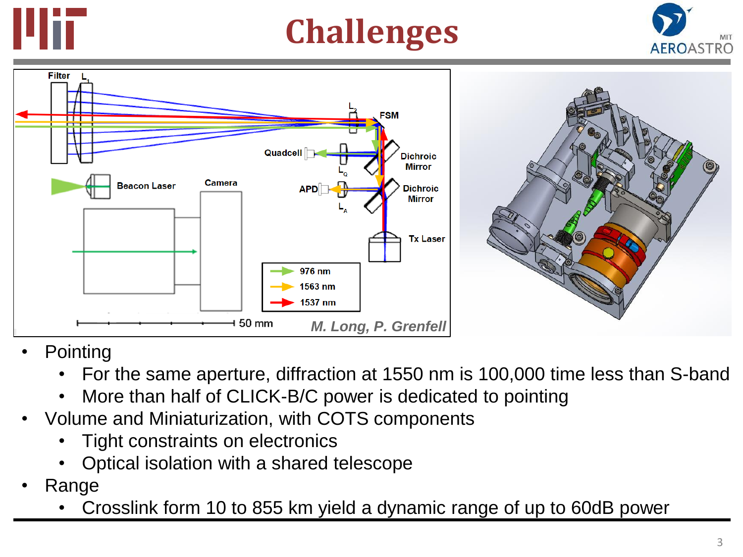# Challenges

- Pointing
  - For the same aperture, diffraction at 1550 nm is 100,000 time less than S-band
  - More than half of CLICK-B/C power is dedicated to pointing
- Volume and Miniaturization, with COTS components
  - Tight constraints on electronics
  - Optical isolation with a shared telescope
- Range
  - Crosslink form 10 to 855 km yield a dynamic range of up to 60dB power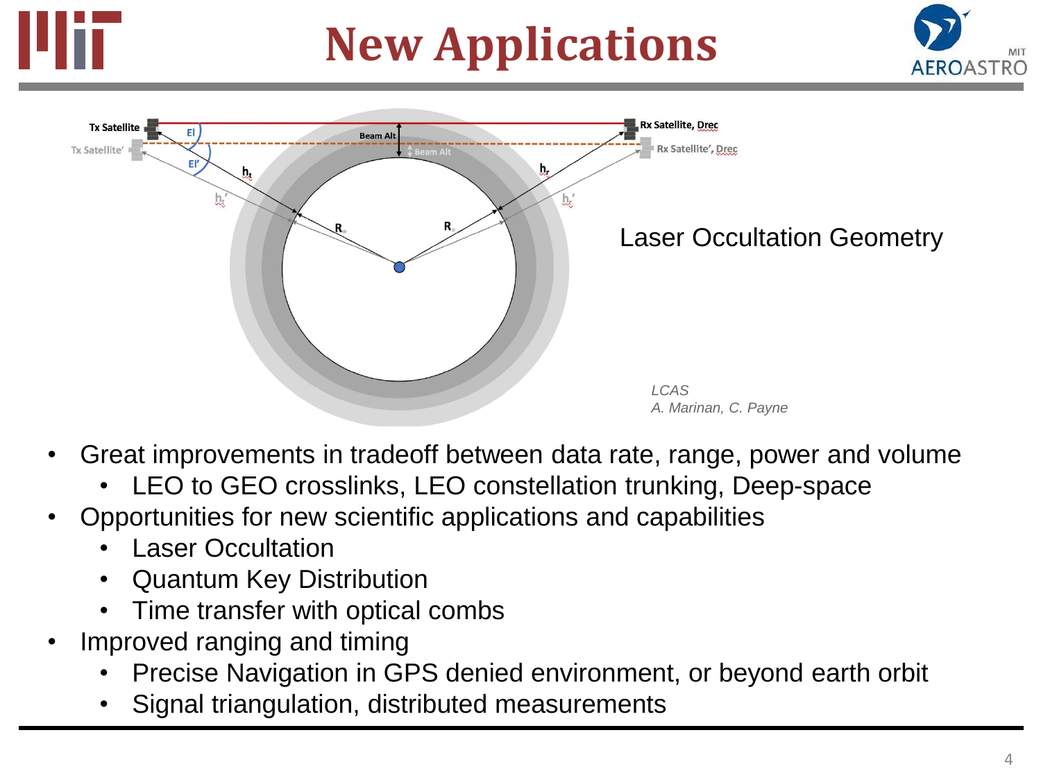# New Applications

Tx Satellite

Tx Satellite'

El

El'

$h_t$

$h_t'$

Beam Alt

Beam Alt

$R_\oplus$

$R_\oplus$

$h_r$

$h_r'$

Rx Satellite, Drec

Rx Satellite', Drec

Laser Occultation Geometry

*LCAS*
*A. Marinan, C. Payne*

- Great improvements in tradeoff between data rate, range, power and volume
  - LEO to GEO crosslinks, LEO constellation trunking, Deep-space
- Opportunities for new scientific applications and capabilities
  - Laser Occultation
  - Quantum Key Distribution
  - Time transfer with optical combs
- Improved ranging and timing
  - Precise Navigation in GPS denied environment, or beyond earth orbit
  - Signal triangulation, distributed measurements